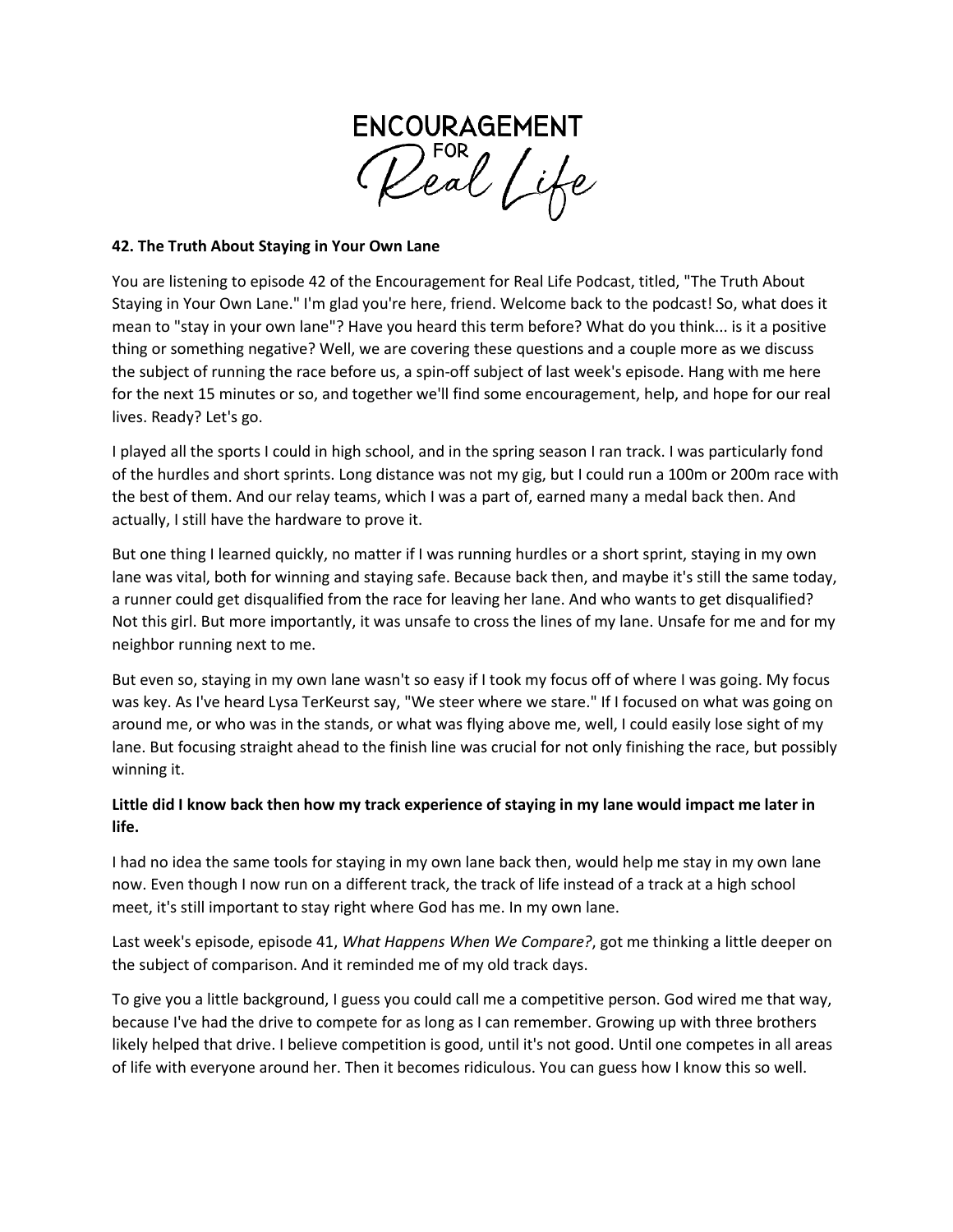# ENCOURAGEMENT FOR Real Life

**42. The Truth About Staying in Your Own Lane**

You are listening to episode 42 of the Encouragement for Real Life Podcast, titled, "The Truth About Staying in Your Own Lane." I'm glad you're here, friend. Welcome back to the podcast! So, what does it mean to "stay in your own lane"? Have you heard this term before? What do you think... is it a positive thing or something negative? Well, we are covering these questions and a couple more as we discuss the subject of running the race before us, a spin-off subject of last week's episode. Hang with me here for the next 15 minutes or so, and together we'll find some encouragement, help, and hope for our real lives. Ready? Let's go.

I played all the sports I could in high school, and in the spring season I ran track. I was particularly fond of the hurdles and short sprints. Long distance was not my gig, but I could run a 100m or 200m race with the best of them. And our relay teams, which I was a part of, earned many a medal back then. And actually, I still have the hardware to prove it.

But one thing I learned quickly, no matter if I was running hurdles or a short sprint, staying in my own lane was vital, both for winning and staying safe. Because back then, and maybe it's still the same today, a runner could get disqualified from the race for leaving her lane. And who wants to get disqualified? Not this girl. But more importantly, it was unsafe to cross the lines of my lane. Unsafe for me and for my neighbor running next to me.

But even so, staying in my own lane wasn't so easy if I took my focus off of where I was going. My focus was key. As I've heard Lysa TerKeurst say, "We steer where we stare." If I focused on what was going on around me, or who was in the stands, or what was flying above me, well, I could easily lose sight of my lane. But focusing straight ahead to the finish line was crucial for not only finishing the race, but possibly winning it.

**Little did I know back then how my track experience of staying in my lane would impact me later in life.**

I had no idea the same tools for staying in my own lane back then, would help me stay in my own lane now. Even though I now run on a different track, the track of life instead of a track at a high school meet, it's still important to stay right where God has me. In my own lane.

Last week's episode, episode 41, *What Happens When We Compare?*, got me thinking a little deeper on the subject of comparison. And it reminded me of my old track days.

To give you a little background, I guess you could call me a competitive person. God wired me that way, because I've had the drive to compete for as long as I can remember. Growing up with three brothers likely helped that drive. I believe competition is good, until it's not good. Until one competes in all areas of life with everyone around her. Then it becomes ridiculous. You can guess how I know this so well.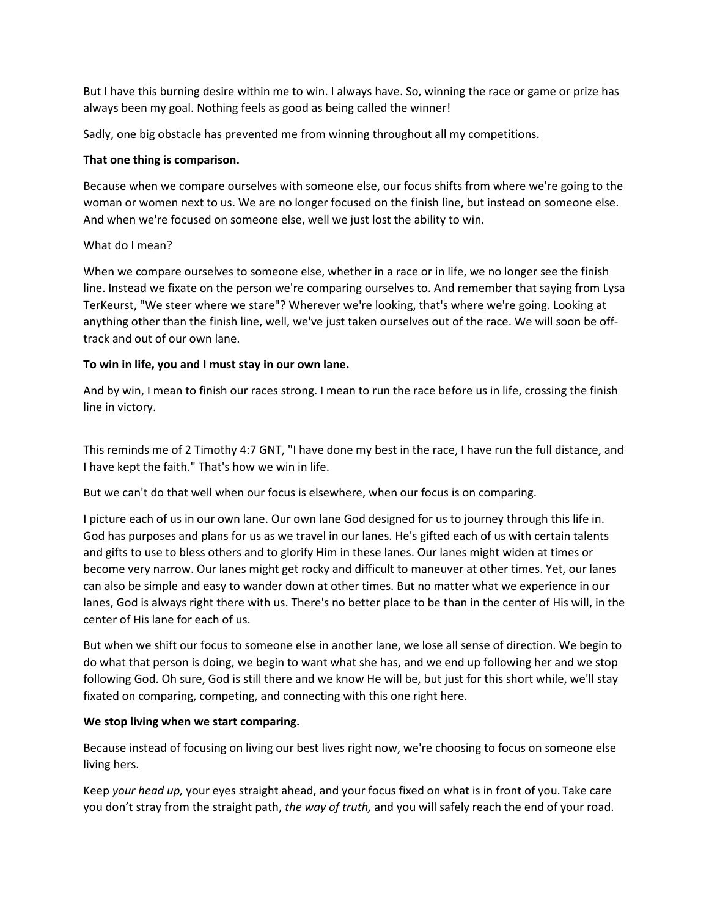But I have this burning desire within me to win. I always have. So, winning the race or game or prize has always been my goal. Nothing feels as good as being called the winner!

Sadly, one big obstacle has prevented me from winning throughout all my competitions.

**That one thing is comparison.**

Because when we compare ourselves with someone else, our focus shifts from where we're going to the woman or women next to us. We are no longer focused on the finish line, but instead on someone else. And when we're focused on someone else, well we just lost the ability to win.

What do I mean?

When we compare ourselves to someone else, whether in a race or in life, we no longer see the finish line. Instead we fixate on the person we're comparing ourselves to. And remember that saying from Lysa TerKeurst, "We steer where we stare"? Wherever we're looking, that's where we're going. Looking at anything other than the finish line, well, we've just taken ourselves out of the race. We will soon be off-track and out of our own lane.

**To win in life, you and I must stay in our own lane.**

And by win, I mean to finish our races strong. I mean to run the race before us in life, crossing the finish line in victory.

This reminds me of 2 Timothy 4:7 GNT, "I have done my best in the race, I have run the full distance, and I have kept the faith." That's how we win in life.

But we can't do that well when our focus is elsewhere, when our focus is on comparing.

I picture each of us in our own lane. Our own lane God designed for us to journey through this life in. God has purposes and plans for us as we travel in our lanes. He's gifted each of us with certain talents and gifts to use to bless others and to glorify Him in these lanes. Our lanes might widen at times or become very narrow. Our lanes might get rocky and difficult to maneuver at other times. Yet, our lanes can also be simple and easy to wander down at other times. But no matter what we experience in our lanes, God is always right there with us. There's no better place to be than in the center of His will, in the center of His lane for each of us.

But when we shift our focus to someone else in another lane, we lose all sense of direction. We begin to do what that person is doing, we begin to want what she has, and we end up following her and we stop following God. Oh sure, God is still there and we know He will be, but just for this short while, we'll stay fixated on comparing, competing, and connecting with this one right here.

**We stop living when we start comparing.**

Because instead of focusing on living our best lives right now, we're choosing to focus on someone else living hers.

Keep *your head up,* your eyes straight ahead, and your focus fixed on what is in front of you. Take care you don't stray from the straight path, *the way of truth,* and you will safely reach the end of your road.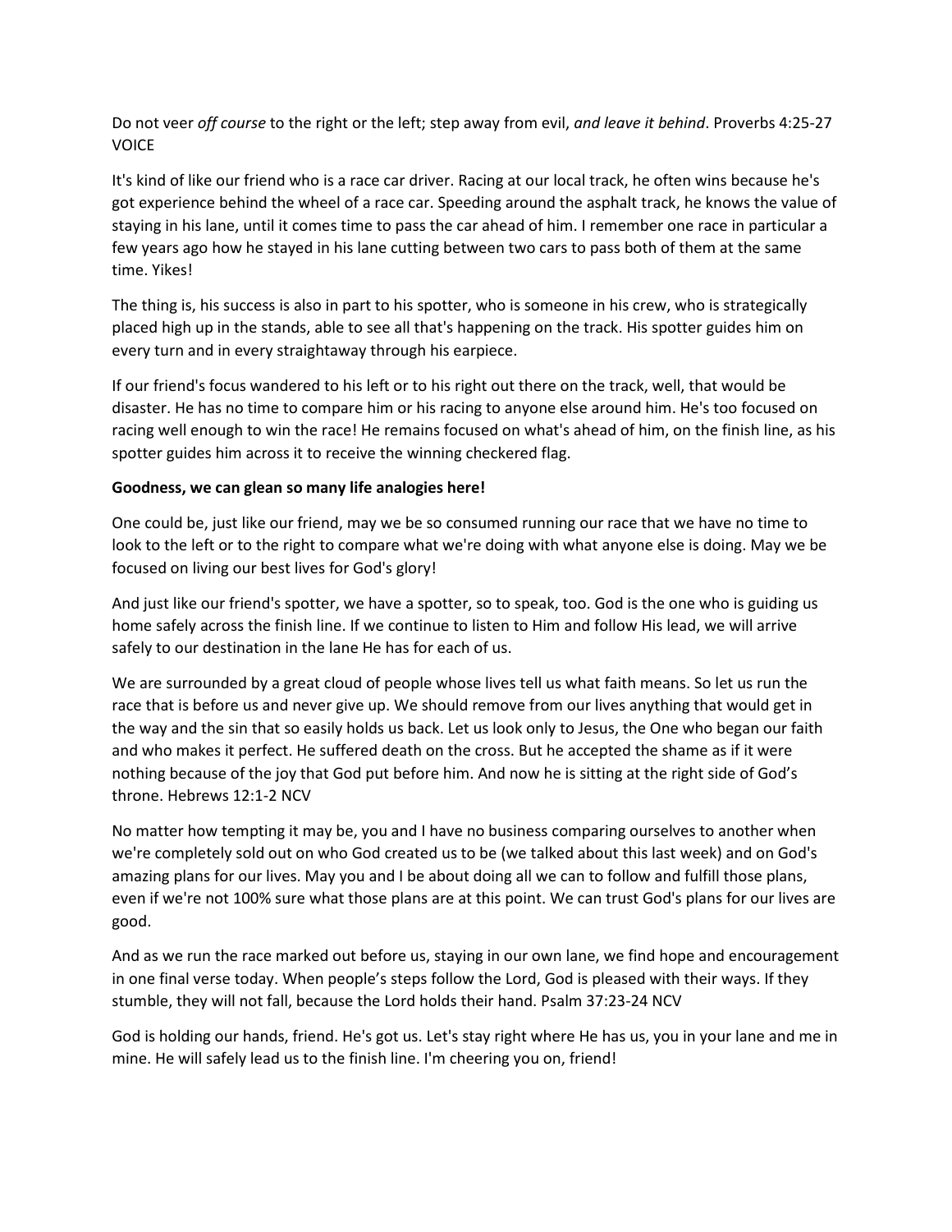Do not veer *off course* to the right or the left; step away from evil, *and leave it behind*. Proverbs 4:25-27 VOICE

It's kind of like our friend who is a race car driver. Racing at our local track, he often wins because he's got experience behind the wheel of a race car. Speeding around the asphalt track, he knows the value of staying in his lane, until it comes time to pass the car ahead of him. I remember one race in particular a few years ago how he stayed in his lane cutting between two cars to pass both of them at the same time. Yikes!

The thing is, his success is also in part to his spotter, who is someone in his crew, who is strategically placed high up in the stands, able to see all that's happening on the track. His spotter guides him on every turn and in every straightaway through his earpiece.

If our friend's focus wandered to his left or to his right out there on the track, well, that would be disaster. He has no time to compare him or his racing to anyone else around him. He's too focused on racing well enough to win the race! He remains focused on what's ahead of him, on the finish line, as his spotter guides him across it to receive the winning checkered flag.

**Goodness, we can glean so many life analogies here!**

One could be, just like our friend, may we be so consumed running our race that we have no time to look to the left or to the right to compare what we're doing with what anyone else is doing. May we be focused on living our best lives for God's glory!

And just like our friend's spotter, we have a spotter, so to speak, too. God is the one who is guiding us home safely across the finish line. If we continue to listen to Him and follow His lead, we will arrive safely to our destination in the lane He has for each of us.

We are surrounded by a great cloud of people whose lives tell us what faith means. So let us run the race that is before us and never give up. We should remove from our lives anything that would get in the way and the sin that so easily holds us back. Let us look only to Jesus, the One who began our faith and who makes it perfect. He suffered death on the cross. But he accepted the shame as if it were nothing because of the joy that God put before him. And now he is sitting at the right side of God's throne. Hebrews 12:1-2 NCV

No matter how tempting it may be, you and I have no business comparing ourselves to another when we're completely sold out on who God created us to be (we talked about this last week) and on God's amazing plans for our lives. May you and I be about doing all we can to follow and fulfill those plans, even if we're not 100% sure what those plans are at this point. We can trust God's plans for our lives are good.

And as we run the race marked out before us, staying in our own lane, we find hope and encouragement in one final verse today. When people's steps follow the Lord, God is pleased with their ways. If they stumble, they will not fall, because the Lord holds their hand. Psalm 37:23-24 NCV

God is holding our hands, friend. He's got us. Let's stay right where He has us, you in your lane and me in mine. He will safely lead us to the finish line. I'm cheering you on, friend!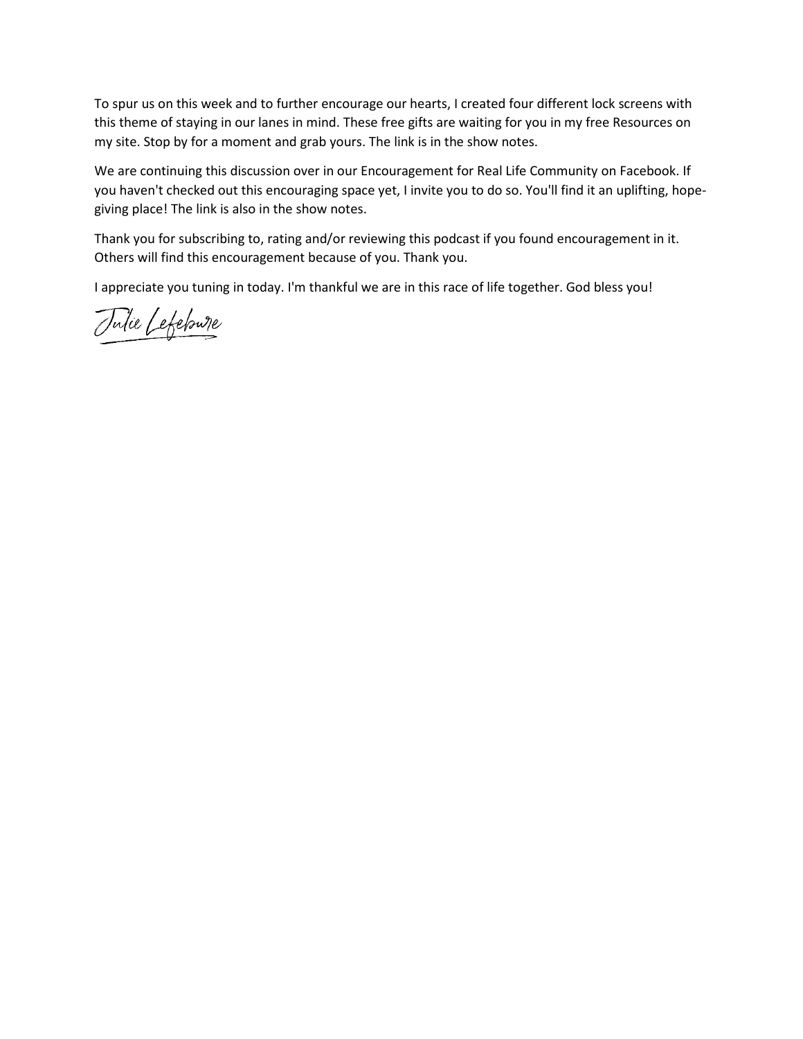To spur us on this week and to further encourage our hearts, I created four different lock screens with this theme of staying in our lanes in mind. These free gifts are waiting for you in my free Resources on my site. Stop by for a moment and grab yours. The link is in the show notes.

We are continuing this discussion over in our Encouragement for Real Life Community on Facebook. If you haven't checked out this encouraging space yet, I invite you to do so. You'll find it an uplifting, hope-giving place! The link is also in the show notes.

Thank you for subscribing to, rating and/or reviewing this podcast if you found encouragement in it. Others will find this encouragement because of you. Thank you.

I appreciate you tuning in today. I'm thankful we are in this race of life together. God bless you!

Julie Lefebure